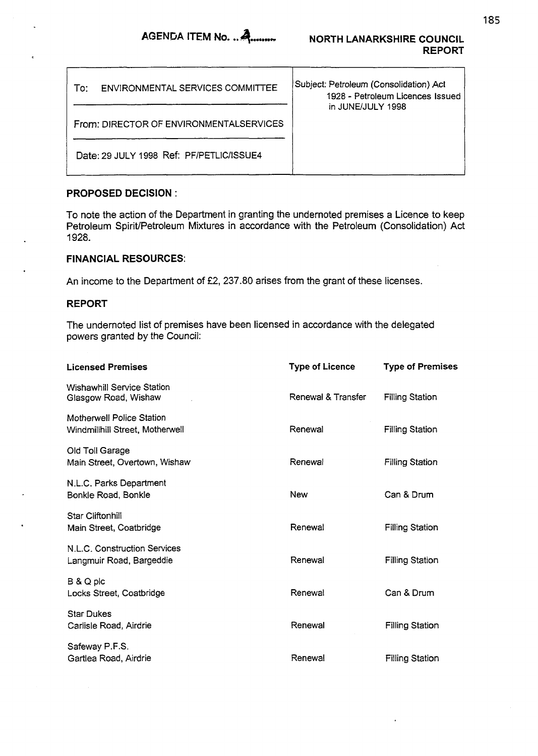**AGENDA ITEM No. ..4........**

**NORTH LANARKSHIRE COUNCIL REPORT**

| To: ENVIRONMENTAL SERVICES COMMITTEE | Subject: Petroleum (Consolidation) Act 1928 - Petroleum Licences Issued in JUNE/JULY 1998 |
|---|---|
| From: DIRECTOR OF ENVIRONMENTALSERVICES | |
| Date: 29 JULY 1998 Ref: PF/PETLIC/ISSUE4 | |

### PROPOSED DECISION :

To note the action of the Department in granting the undernoted premises a Licence to keep Petroleum Spirit/Petroleum Mixtures in accordance with the Petroleum (Consolidation) Act 1928.

### FINANCIAL RESOURCES:

An income to the Department of £2, 237.80 arises from the grant of these licenses.

### REPORT

The undernoted list of premises have been licensed in accordance with the delegated powers granted by the Council:

| Licensed Premises | Type of Licence | Type of Premises |
|---|---|---|
| Wishawhill Service Station<br>Glasgow Road, Wishaw | Renewal & Transfer | Filling Station |
| Motherwell Police Station<br>Windmillhill Street, Motherwell | Renewal | Filling Station |
| Old Toll Garage<br>Main Street, Overtown, Wishaw | Renewal | Filling Station |
| N.L.C. Parks Department<br>Bonkle Road, Bonkle | New | Can & Drum |
| Star Cliftonhill<br>Main Street, Coatbridge | Renewal | Filling Station |
| N.L.C. Construction Services<br>Langmuir Road, Bargeddie | Renewal | Filling Station |
| B & Q plc<br>Locks Street, Coatbridge | Renewal | Can & Drum |
| Star Dukes<br>Carlisle Road, Airdrie | Renewal | Filling Station |
| Safeway P.F.S.<br>Gartlea Road, Airdrie | Renewal | Filling Station |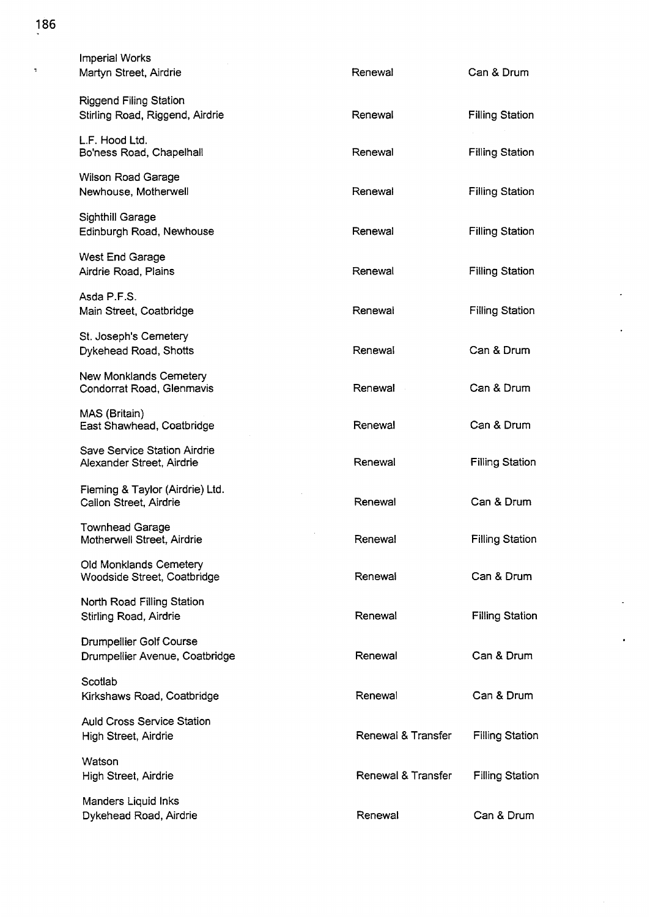| | | |
|---|---|---|
| Imperial Works<br>Martyn Street, Airdrie | Renewal | Can & Drum |
| Riggend Filing Station<br>Stirling Road, Riggend, Airdrie | Renewal | Filling Station |
| L.F. Hood Ltd.<br>Bo'ness Road, Chapelhall | Renewal | Filling Station |
| Wilson Road Garage<br>Newhouse, Motherwell | Renewal | Filling Station |
| Sighthill Garage<br>Edinburgh Road, Newhouse | Renewal | Filling Station |
| West End Garage<br>Airdrie Road, Plains | Renewal | Filling Station |
| Asda P.F.S.<br>Main Street, Coatbridge | Renewal | Filling Station |
| St. Joseph's Cemetery<br>Dykehead Road, Shotts | Renewal | Can & Drum |
| New Monklands Cemetery<br>Condorrat Road, Glenmavis | Renewal | Can & Drum |
| MAS (Britain)<br>East Shawhead, Coatbridge | Renewal | Can & Drum |
| Save Service Station Airdrie<br>Alexander Street, Airdrie | Renewal | Filling Station |
| Fleming & Taylor (Airdrie) Ltd.<br>Callon Street, Airdrie | Renewal | Can & Drum |
| Townhead Garage<br>Motherwell Street, Airdrie | Renewal | Filling Station |
| Old Monklands Cemetery<br>Woodside Street, Coatbridge | Renewal | Can & Drum |
| North Road Filling Station<br>Stirling Road, Airdrie | Renewal | Filling Station |
| Drumpellier Golf Course<br>Drumpellier Avenue, Coatbridge | Renewal | Can & Drum |
| Scotlab<br>Kirkshaws Road, Coatbridge | Renewal | Can & Drum |
| Auld Cross Service Station<br>High Street, Airdrie | Renewal & Transfer | Filling Station |
| Watson<br>High Street, Airdrie | Renewal & Transfer | Filling Station |
| Manders Liquid Inks<br>Dykehead Road, Airdrie | Renewal | Can & Drum |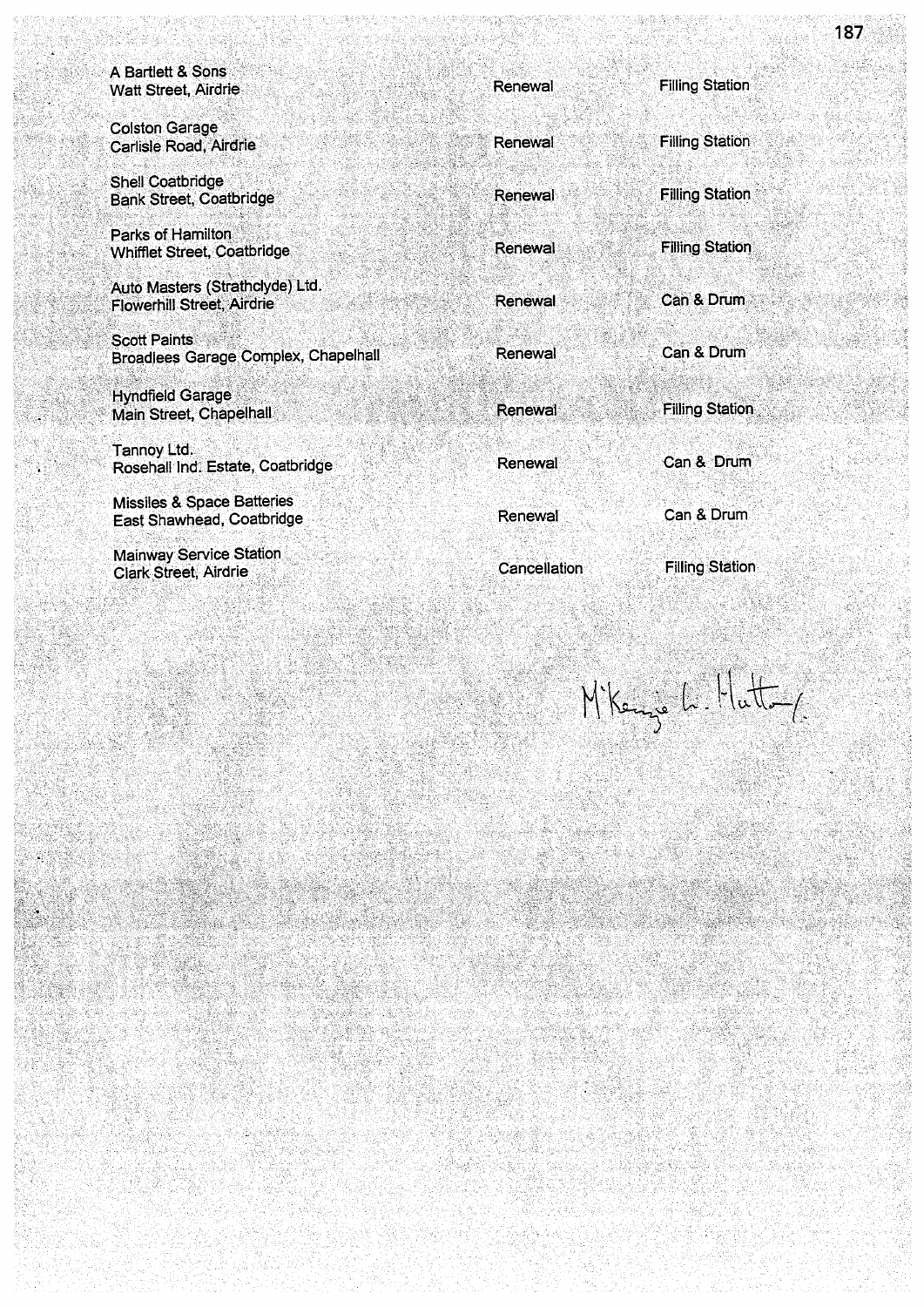| | | |
|---|---|---|
| A Bartlett & Sons<br>Watt Street, Airdrie | Renewal | Filling Station |
| Colston Garage<br>Carlisle Road, Airdrie | Renewal | Filling Station |
| Shell Coatbridge<br>Bank Street, Coatbridge | Renewal | Filling Station |
| Parks of Hamilton<br>Whifflet Street, Coatbridge | Renewal | Filling Station |
| Auto Masters (Strathclyde) Ltd.<br>Flowerhill Street, Airdrie | Renewal | Can & Drum |
| Scott Paints<br>Broadlees Garage Complex, Chapelhall | Renewal | Can & Drum |
| Hyndfield Garage<br>Main Street, Chapelhall | Renewal | Filling Station |
| Tannoy Ltd.<br>Rosehall Ind. Estate, Coatbridge | Renewal | Can & Drum |
| Missiles & Space Batteries<br>East Shawhead, Coatbridge | Renewal | Can & Drum |
| Mainway Service Station<br>Clark Street, Airdrie | Cancellation | Filling Station |

M'Kenzie W. Hutton